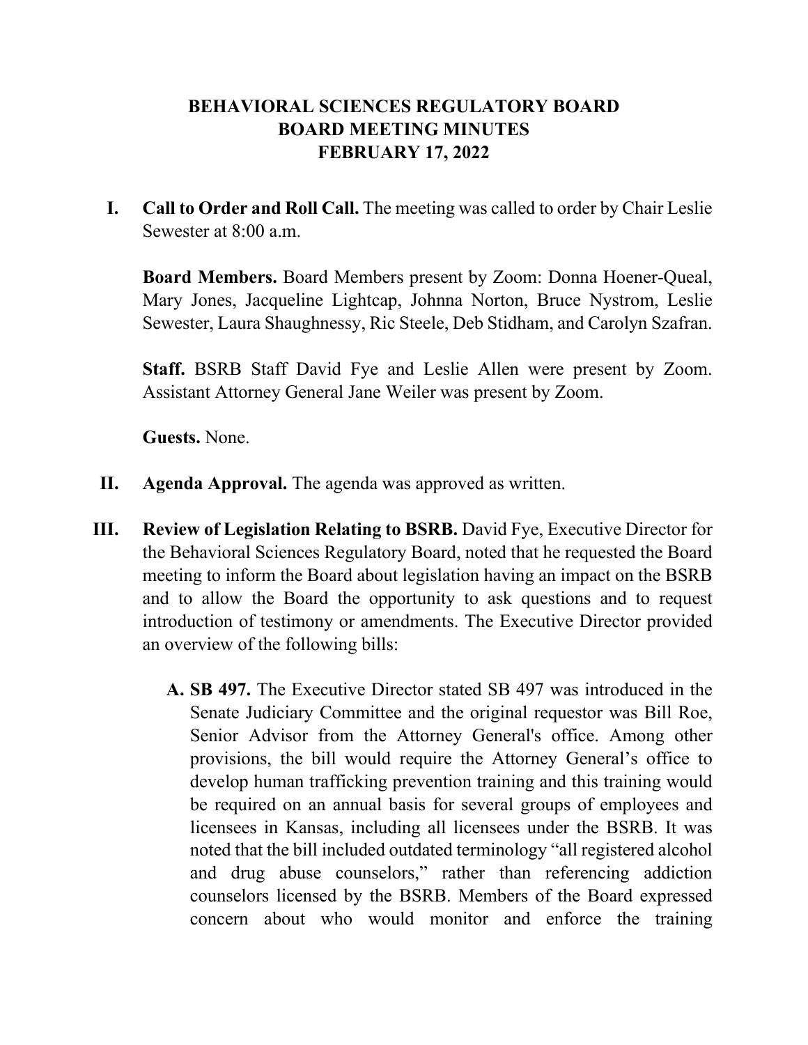# BEHAVIORAL SCIENCES REGULATORY BOARD
## BOARD MEETING MINUTES
## FEBRUARY 17, 2022

**I. Call to Order and Roll Call.** The meeting was called to order by Chair Leslie Sewester at 8:00 a.m.

**Board Members.** Board Members present by Zoom: Donna Hoener-Queal, Mary Jones, Jacqueline Lightcap, Johnna Norton, Bruce Nystrom, Leslie Sewester, Laura Shaughnessy, Ric Steele, Deb Stidham, and Carolyn Szafran.

**Staff.** BSRB Staff David Fye and Leslie Allen were present by Zoom. Assistant Attorney General Jane Weiler was present by Zoom.

**Guests.** None.

**II. Agenda Approval.** The agenda was approved as written.

**III. Review of Legislation Relating to BSRB.** David Fye, Executive Director for the Behavioral Sciences Regulatory Board, noted that he requested the Board meeting to inform the Board about legislation having an impact on the BSRB and to allow the Board the opportunity to ask questions and to request introduction of testimony or amendments. The Executive Director provided an overview of the following bills:

**A. SB 497.** The Executive Director stated SB 497 was introduced in the Senate Judiciary Committee and the original requestor was Bill Roe, Senior Advisor from the Attorney General's office. Among other provisions, the bill would require the Attorney General's office to develop human trafficking prevention training and this training would be required on an annual basis for several groups of employees and licensees in Kansas, including all licensees under the BSRB. It was noted that the bill included outdated terminology "all registered alcohol and drug abuse counselors," rather than referencing addiction counselors licensed by the BSRB. Members of the Board expressed concern about who would monitor and enforce the training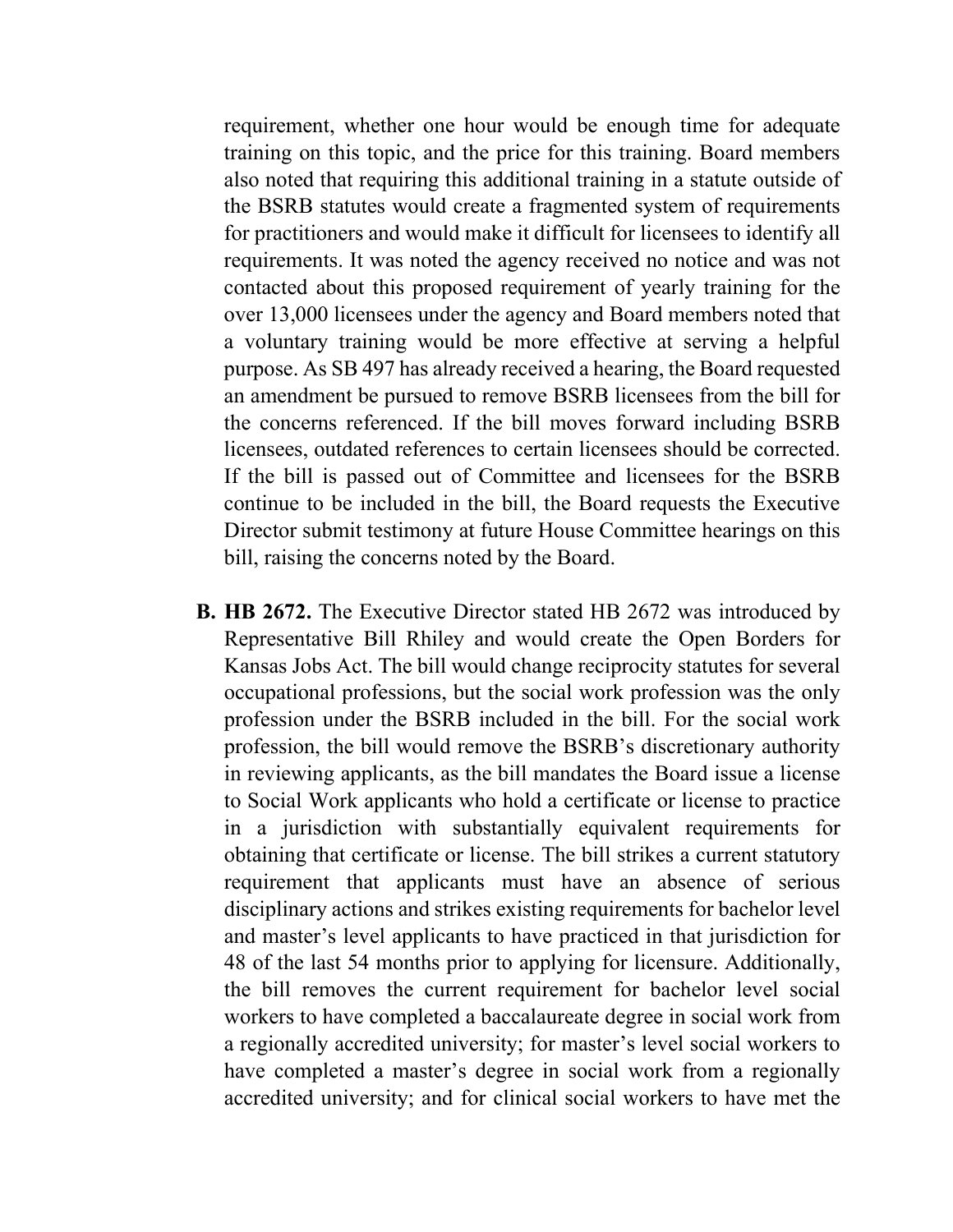requirement, whether one hour would be enough time for adequate training on this topic, and the price for this training. Board members also noted that requiring this additional training in a statute outside of the BSRB statutes would create a fragmented system of requirements for practitioners and would make it difficult for licensees to identify all requirements. It was noted the agency received no notice and was not contacted about this proposed requirement of yearly training for the over 13,000 licensees under the agency and Board members noted that a voluntary training would be more effective at serving a helpful purpose. As SB 497 has already received a hearing, the Board requested an amendment be pursued to remove BSRB licensees from the bill for the concerns referenced. If the bill moves forward including BSRB licensees, outdated references to certain licensees should be corrected. If the bill is passed out of Committee and licensees for the BSRB continue to be included in the bill, the Board requests the Executive Director submit testimony at future House Committee hearings on this bill, raising the concerns noted by the Board.

**B. HB 2672.** The Executive Director stated HB 2672 was introduced by Representative Bill Rhiley and would create the Open Borders for Kansas Jobs Act. The bill would change reciprocity statutes for several occupational professions, but the social work profession was the only profession under the BSRB included in the bill. For the social work profession, the bill would remove the BSRB's discretionary authority in reviewing applicants, as the bill mandates the Board issue a license to Social Work applicants who hold a certificate or license to practice in a jurisdiction with substantially equivalent requirements for obtaining that certificate or license. The bill strikes a current statutory requirement that applicants must have an absence of serious disciplinary actions and strikes existing requirements for bachelor level and master's level applicants to have practiced in that jurisdiction for 48 of the last 54 months prior to applying for licensure. Additionally, the bill removes the current requirement for bachelor level social workers to have completed a baccalaureate degree in social work from a regionally accredited university; for master's level social workers to have completed a master's degree in social work from a regionally accredited university; and for clinical social workers to have met the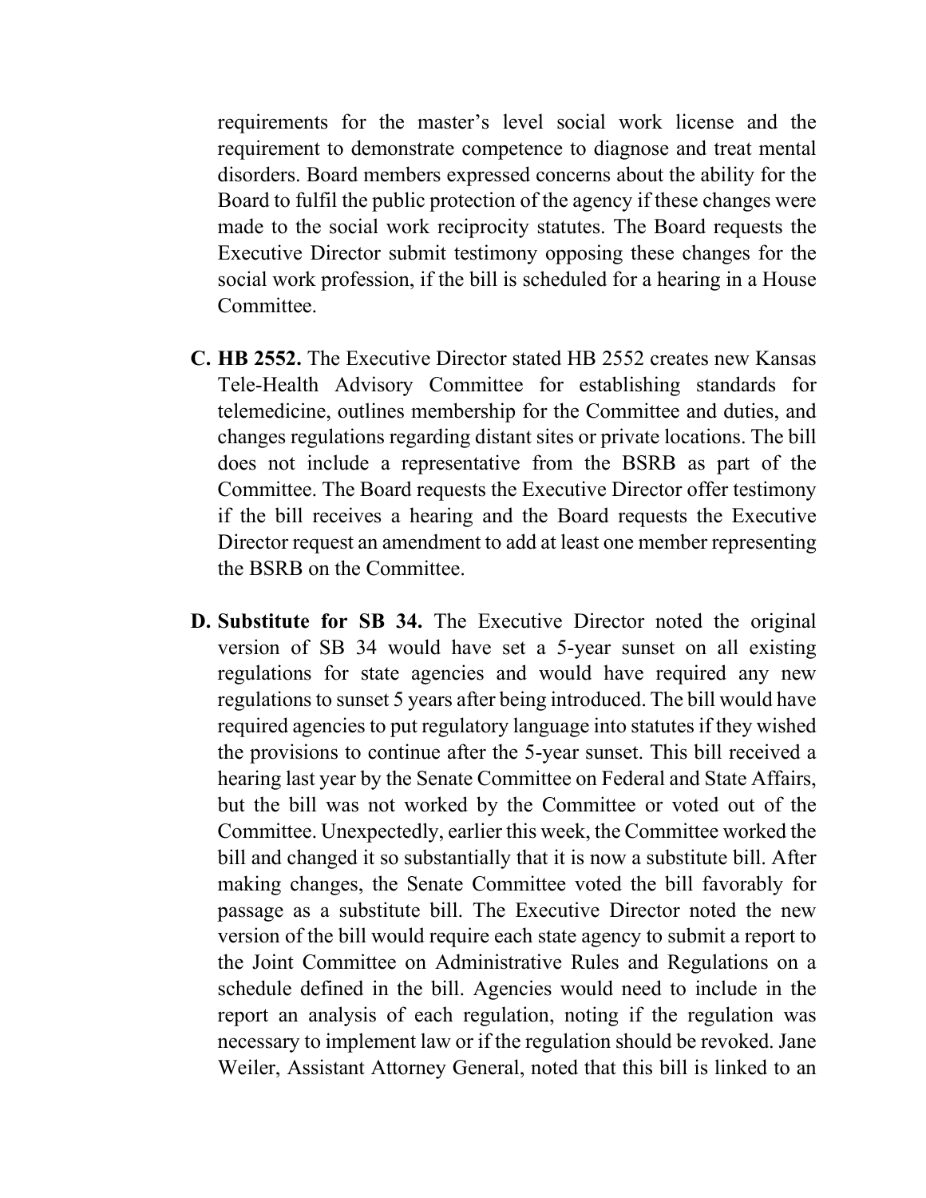requirements for the master's level social work license and the requirement to demonstrate competence to diagnose and treat mental disorders. Board members expressed concerns about the ability for the Board to fulfil the public protection of the agency if these changes were made to the social work reciprocity statutes. The Board requests the Executive Director submit testimony opposing these changes for the social work profession, if the bill is scheduled for a hearing in a House Committee.

C. **HB 2552.** The Executive Director stated HB 2552 creates new Kansas Tele-Health Advisory Committee for establishing standards for telemedicine, outlines membership for the Committee and duties, and changes regulations regarding distant sites or private locations. The bill does not include a representative from the BSRB as part of the Committee. The Board requests the Executive Director offer testimony if the bill receives a hearing and the Board requests the Executive Director request an amendment to add at least one member representing the BSRB on the Committee.

D. **Substitute for SB 34.** The Executive Director noted the original version of SB 34 would have set a 5-year sunset on all existing regulations for state agencies and would have required any new regulations to sunset 5 years after being introduced. The bill would have required agencies to put regulatory language into statutes if they wished the provisions to continue after the 5-year sunset. This bill received a hearing last year by the Senate Committee on Federal and State Affairs, but the bill was not worked by the Committee or voted out of the Committee. Unexpectedly, earlier this week, the Committee worked the bill and changed it so substantially that it is now a substitute bill. After making changes, the Senate Committee voted the bill favorably for passage as a substitute bill. The Executive Director noted the new version of the bill would require each state agency to submit a report to the Joint Committee on Administrative Rules and Regulations on a schedule defined in the bill. Agencies would need to include in the report an analysis of each regulation, noting if the regulation was necessary to implement law or if the regulation should be revoked. Jane Weiler, Assistant Attorney General, noted that this bill is linked to an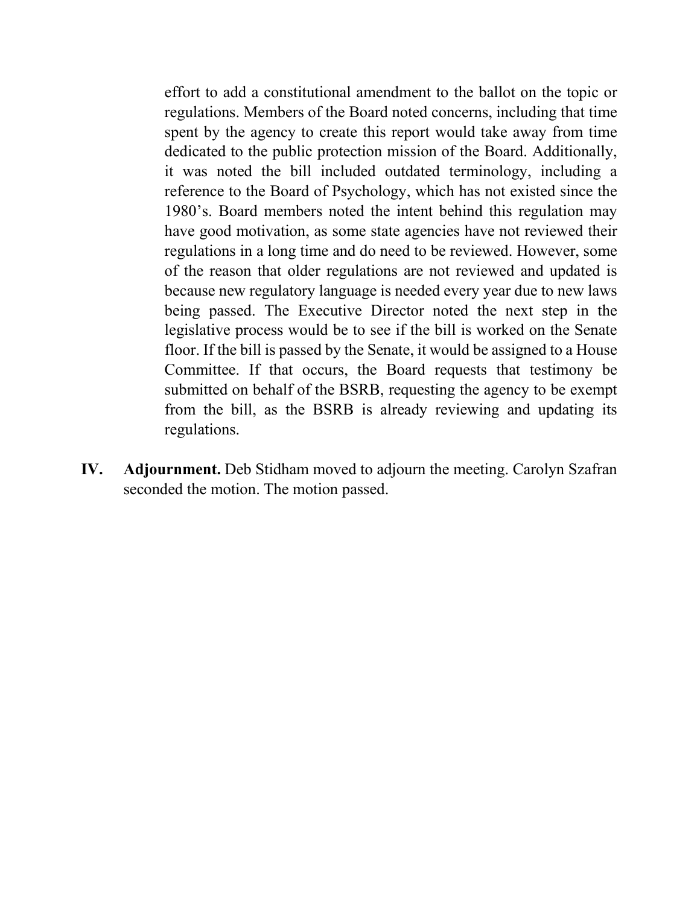effort to add a constitutional amendment to the ballot on the topic or regulations. Members of the Board noted concerns, including that time spent by the agency to create this report would take away from time dedicated to the public protection mission of the Board. Additionally, it was noted the bill included outdated terminology, including a reference to the Board of Psychology, which has not existed since the 1980's. Board members noted the intent behind this regulation may have good motivation, as some state agencies have not reviewed their regulations in a long time and do need to be reviewed. However, some of the reason that older regulations are not reviewed and updated is because new regulatory language is needed every year due to new laws being passed. The Executive Director noted the next step in the legislative process would be to see if the bill is worked on the Senate floor. If the bill is passed by the Senate, it would be assigned to a House Committee. If that occurs, the Board requests that testimony be submitted on behalf of the BSRB, requesting the agency to be exempt from the bill, as the BSRB is already reviewing and updating its regulations.

IV. **Adjournment.** Deb Stidham moved to adjourn the meeting. Carolyn Szafran seconded the motion. The motion passed.